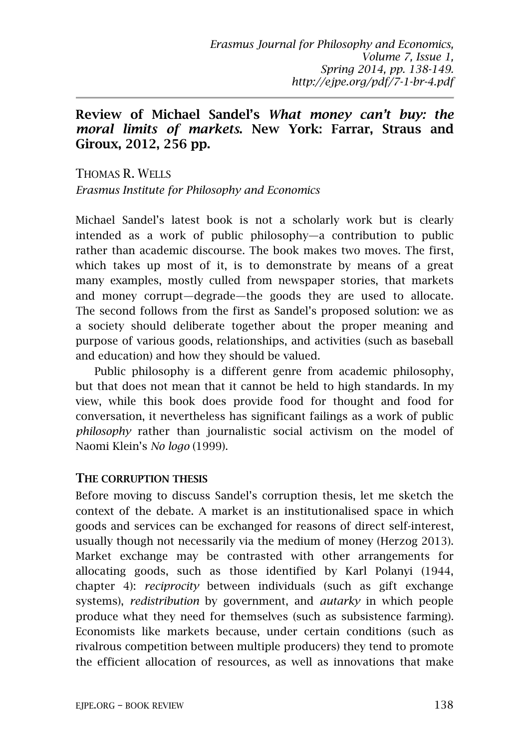# Review of Michael Sandel's *What money can't buy: the moral limits of markets.* New York: Farrar, Straus and Giroux, 2012, 256 pp.

THOMAS R. WELLS
*Erasmus Institute for Philosophy and Economics*

Michael Sandel's latest book is not a scholarly work but is clearly intended as a work of public philosophy—a contribution to public rather than academic discourse. The book makes two moves. The first, which takes up most of it, is to demonstrate by means of a great many examples, mostly culled from newspaper stories, that markets and money corrupt—degrade—the goods they are used to allocate. The second follows from the first as Sandel's proposed solution: we as a society should deliberate together about the proper meaning and purpose of various goods, relationships, and activities (such as baseball and education) and how they should be valued.

Public philosophy is a different genre from academic philosophy, but that does not mean that it cannot be held to high standards. In my view, while this book does provide food for thought and food for conversation, it nevertheless has significant failings as a work of public *philosophy* rather than journalistic social activism on the model of Naomi Klein's *No logo* (1999).

## THE CORRUPTION THESIS

Before moving to discuss Sandel's corruption thesis, let me sketch the context of the debate. A market is an institutionalised space in which goods and services can be exchanged for reasons of direct self-interest, usually though not necessarily via the medium of money (Herzog 2013). Market exchange may be contrasted with other arrangements for allocating goods, such as those identified by Karl Polanyi (1944, chapter 4): *reciprocity* between individuals (such as gift exchange systems), *redistribution* by government, and *autarky* in which people produce what they need for themselves (such as subsistence farming). Economists like markets because, under certain conditions (such as rivalrous competition between multiple producers) they tend to promote the efficient allocation of resources, as well as innovations that make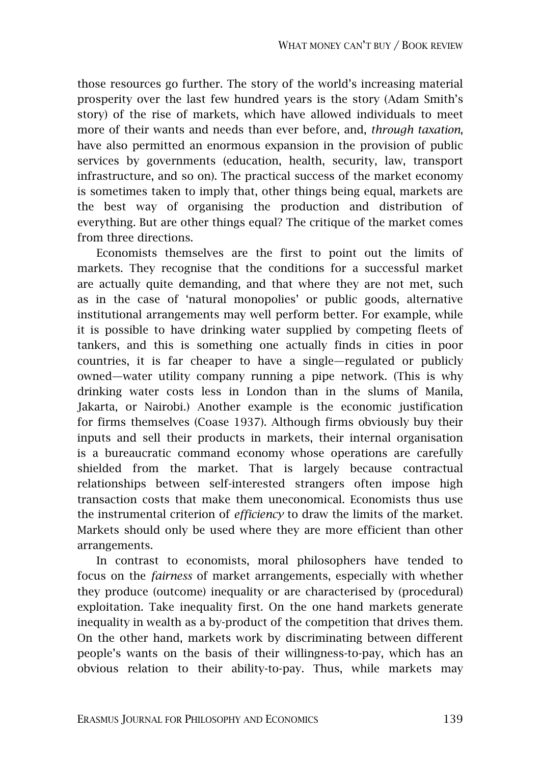those resources go further. The story of the world's increasing material prosperity over the last few hundred years is the story (Adam Smith's story) of the rise of markets, which have allowed individuals to meet more of their wants and needs than ever before, and, *through taxation*, have also permitted an enormous expansion in the provision of public services by governments (education, health, security, law, transport infrastructure, and so on). The practical success of the market economy is sometimes taken to imply that, other things being equal, markets are the best way of organising the production and distribution of everything. But are other things equal? The critique of the market comes from three directions.

Economists themselves are the first to point out the limits of markets. They recognise that the conditions for a successful market are actually quite demanding, and that where they are not met, such as in the case of 'natural monopolies' or public goods, alternative institutional arrangements may well perform better. For example, while it is possible to have drinking water supplied by competing fleets of tankers, and this is something one actually finds in cities in poor countries, it is far cheaper to have a single—regulated or publicly owned—water utility company running a pipe network. (This is why drinking water costs less in London than in the slums of Manila, Jakarta, or Nairobi.) Another example is the economic justification for firms themselves (Coase 1937). Although firms obviously buy their inputs and sell their products in markets, their internal organisation is a bureaucratic command economy whose operations are carefully shielded from the market. That is largely because contractual relationships between self-interested strangers often impose high transaction costs that make them uneconomical. Economists thus use the instrumental criterion of *efficiency* to draw the limits of the market. Markets should only be used where they are more efficient than other arrangements.

In contrast to economists, moral philosophers have tended to focus on the *fairness* of market arrangements, especially with whether they produce (outcome) inequality or are characterised by (procedural) exploitation. Take inequality first. On the one hand markets generate inequality in wealth as a by-product of the competition that drives them. On the other hand, markets work by discriminating between different people's wants on the basis of their willingness-to-pay, which has an obvious relation to their ability-to-pay. Thus, while markets may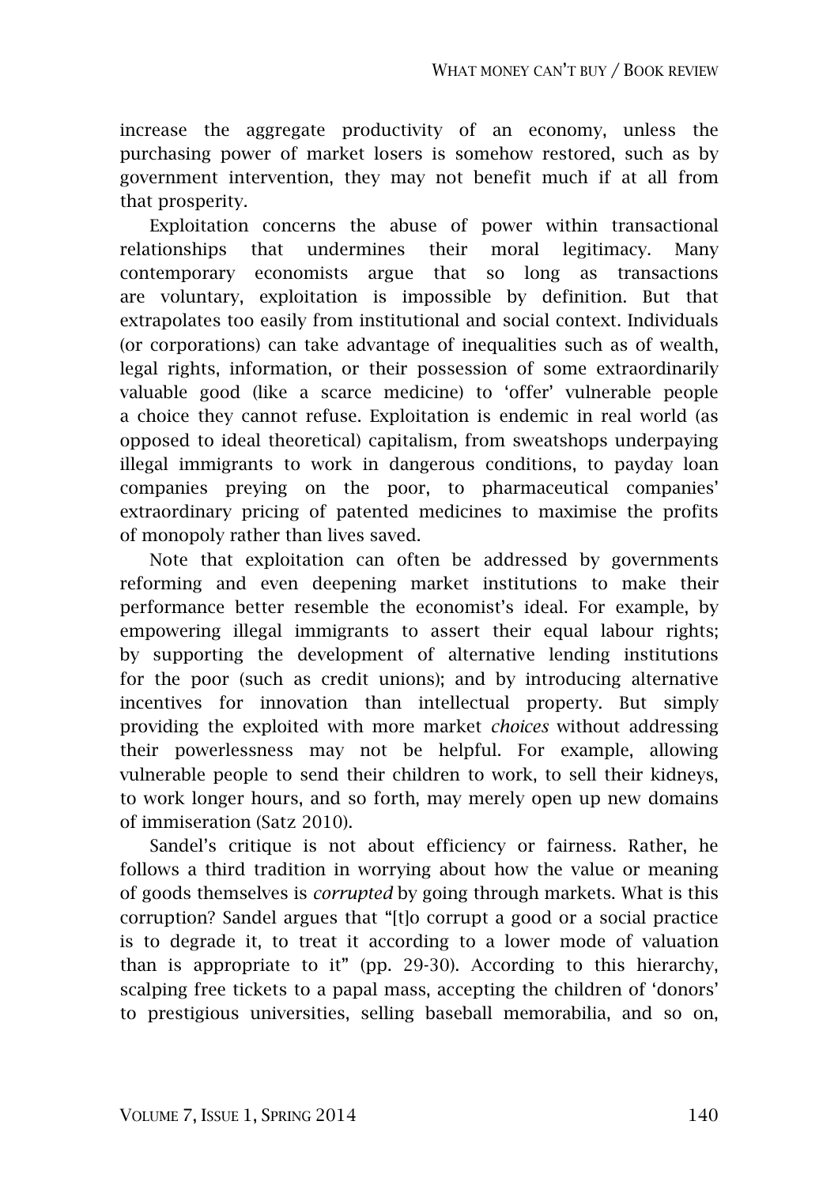increase the aggregate productivity of an economy, unless the purchasing power of market losers is somehow restored, such as by government intervention, they may not benefit much if at all from that prosperity.

Exploitation concerns the abuse of power within transactional relationships that undermines their moral legitimacy. Many contemporary economists argue that so long as transactions are voluntary, exploitation is impossible by definition. But that extrapolates too easily from institutional and social context. Individuals (or corporations) can take advantage of inequalities such as of wealth, legal rights, information, or their possession of some extraordinarily valuable good (like a scarce medicine) to 'offer' vulnerable people a choice they cannot refuse. Exploitation is endemic in real world (as opposed to ideal theoretical) capitalism, from sweatshops underpaying illegal immigrants to work in dangerous conditions, to payday loan companies preying on the poor, to pharmaceutical companies' extraordinary pricing of patented medicines to maximise the profits of monopoly rather than lives saved.

Note that exploitation can often be addressed by governments reforming and even deepening market institutions to make their performance better resemble the economist's ideal. For example, by empowering illegal immigrants to assert their equal labour rights; by supporting the development of alternative lending institutions for the poor (such as credit unions); and by introducing alternative incentives for innovation than intellectual property. But simply providing the exploited with more market *choices* without addressing their powerlessness may not be helpful. For example, allowing vulnerable people to send their children to work, to sell their kidneys, to work longer hours, and so forth, may merely open up new domains of immiseration (Satz 2010).

Sandel's critique is not about efficiency or fairness. Rather, he follows a third tradition in worrying about how the value or meaning of goods themselves is *corrupted* by going through markets. What is this corruption? Sandel argues that "[t]o corrupt a good or a social practice is to degrade it, to treat it according to a lower mode of valuation than is appropriate to it" (pp. 29-30). According to this hierarchy, scalping free tickets to a papal mass, accepting the children of 'donors' to prestigious universities, selling baseball memorabilia, and so on,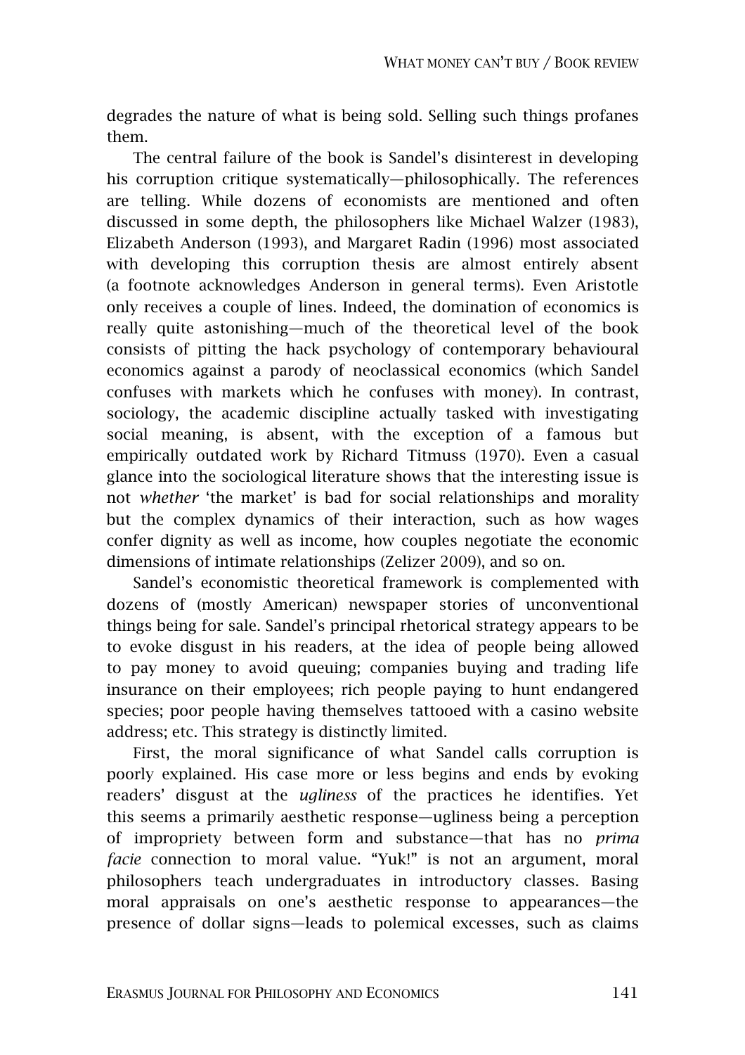degrades the nature of what is being sold. Selling such things profanes them.

The central failure of the book is Sandel's disinterest in developing his corruption critique systematically—philosophically. The references are telling. While dozens of economists are mentioned and often discussed in some depth, the philosophers like Michael Walzer (1983), Elizabeth Anderson (1993), and Margaret Radin (1996) most associated with developing this corruption thesis are almost entirely absent (a footnote acknowledges Anderson in general terms). Even Aristotle only receives a couple of lines. Indeed, the domination of economics is really quite astonishing—much of the theoretical level of the book consists of pitting the hack psychology of contemporary behavioural economics against a parody of neoclassical economics (which Sandel confuses with markets which he confuses with money). In contrast, sociology, the academic discipline actually tasked with investigating social meaning, is absent, with the exception of a famous but empirically outdated work by Richard Titmuss (1970). Even a casual glance into the sociological literature shows that the interesting issue is not *whether* 'the market' is bad for social relationships and morality but the complex dynamics of their interaction, such as how wages confer dignity as well as income, how couples negotiate the economic dimensions of intimate relationships (Zelizer 2009), and so on.

Sandel's economistic theoretical framework is complemented with dozens of (mostly American) newspaper stories of unconventional things being for sale. Sandel's principal rhetorical strategy appears to be to evoke disgust in his readers, at the idea of people being allowed to pay money to avoid queuing; companies buying and trading life insurance on their employees; rich people paying to hunt endangered species; poor people having themselves tattooed with a casino website address; etc. This strategy is distinctly limited.

First, the moral significance of what Sandel calls corruption is poorly explained. His case more or less begins and ends by evoking readers' disgust at the *ugliness* of the practices he identifies. Yet this seems a primarily aesthetic response—ugliness being a perception of impropriety between form and substance—that has no *prima facie* connection to moral value. "Yuk!" is not an argument, moral philosophers teach undergraduates in introductory classes. Basing moral appraisals on one's aesthetic response to appearances—the presence of dollar signs—leads to polemical excesses, such as claims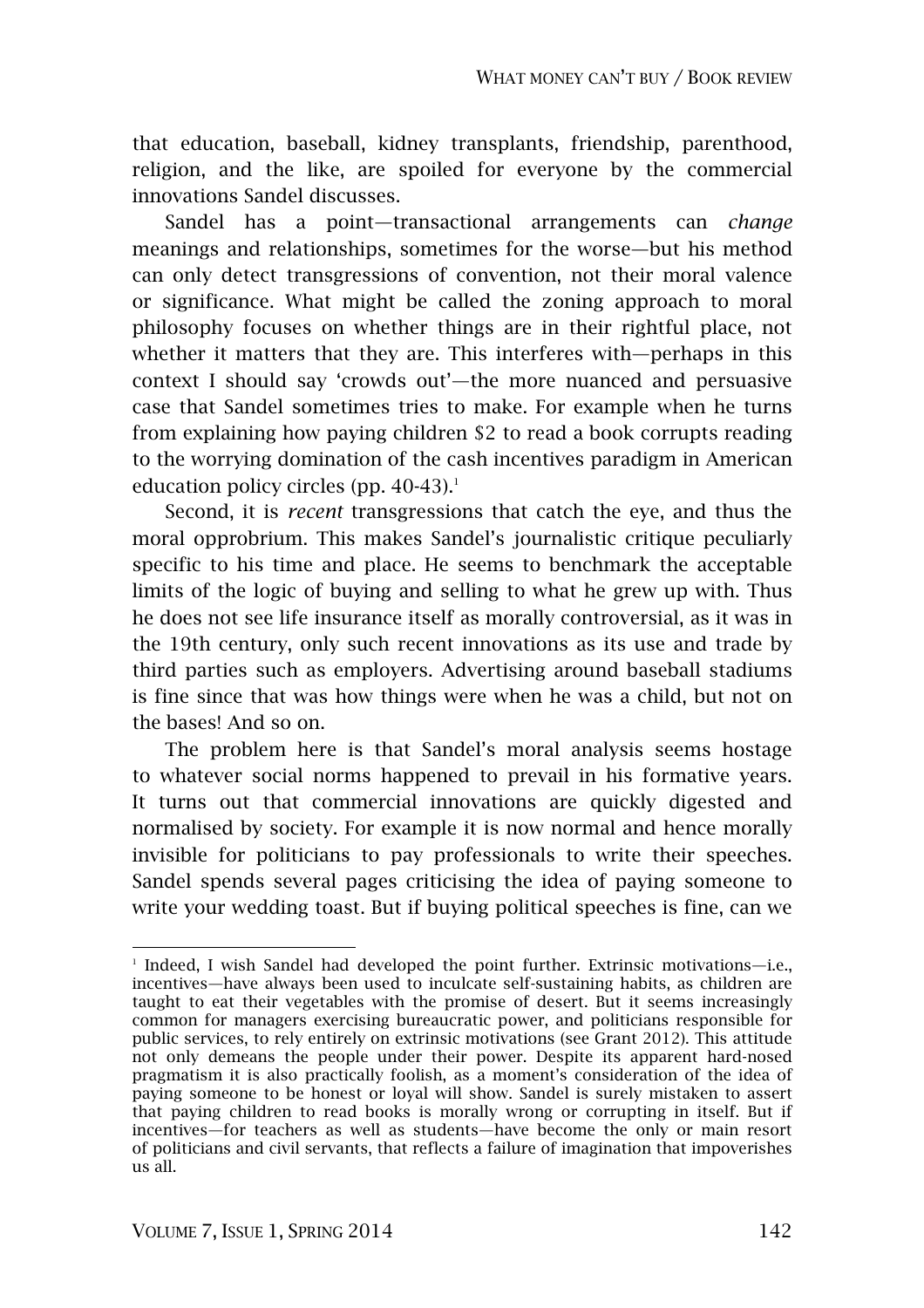that education, baseball, kidney transplants, friendship, parenthood, religion, and the like, are spoiled for everyone by the commercial innovations Sandel discusses.

Sandel has a point—transactional arrangements can *change* meanings and relationships, sometimes for the worse—but his method can only detect transgressions of convention, not their moral valence or significance. What might be called the zoning approach to moral philosophy focuses on whether things are in their rightful place, not whether it matters that they are. This interferes with—perhaps in this context I should say 'crowds out'—the more nuanced and persuasive case that Sandel sometimes tries to make. For example when he turns from explaining how paying children $2 to read a book corrupts reading to the worrying domination of the cash incentives paradigm in American education policy circles (pp. 40-43).[1]

Second, it is *recent* transgressions that catch the eye, and thus the moral opprobrium. This makes Sandel's journalistic critique peculiarly specific to his time and place. He seems to benchmark the acceptable limits of the logic of buying and selling to what he grew up with. Thus he does not see life insurance itself as morally controversial, as it was in the 19th century, only such recent innovations as its use and trade by third parties such as employers. Advertising around baseball stadiums is fine since that was how things were when he was a child, but not on the bases! And so on.

The problem here is that Sandel's moral analysis seems hostage to whatever social norms happened to prevail in his formative years. It turns out that commercial innovations are quickly digested and normalised by society. For example it is now normal and hence morally invisible for politicians to pay professionals to write their speeches. Sandel spends several pages criticising the idea of paying someone to write your wedding toast. But if buying political speeches is fine, can we

[1] Indeed, I wish Sandel had developed the point further. Extrinsic motivations—i.e., incentives—have always been used to inculcate self-sustaining habits, as children are taught to eat their vegetables with the promise of desert. But it seems increasingly common for managers exercising bureaucratic power, and politicians responsible for public services, to rely entirely on extrinsic motivations (see Grant 2012). This attitude not only demeans the people under their power. Despite its apparent hard-nosed pragmatism it is also practically foolish, as a moment's consideration of the idea of paying someone to be honest or loyal will show. Sandel is surely mistaken to assert that paying children to read books is morally wrong or corrupting in itself. But if incentives—for teachers as well as students—have become the only or main resort of politicians and civil servants, that reflects a failure of imagination that impoverishes us all.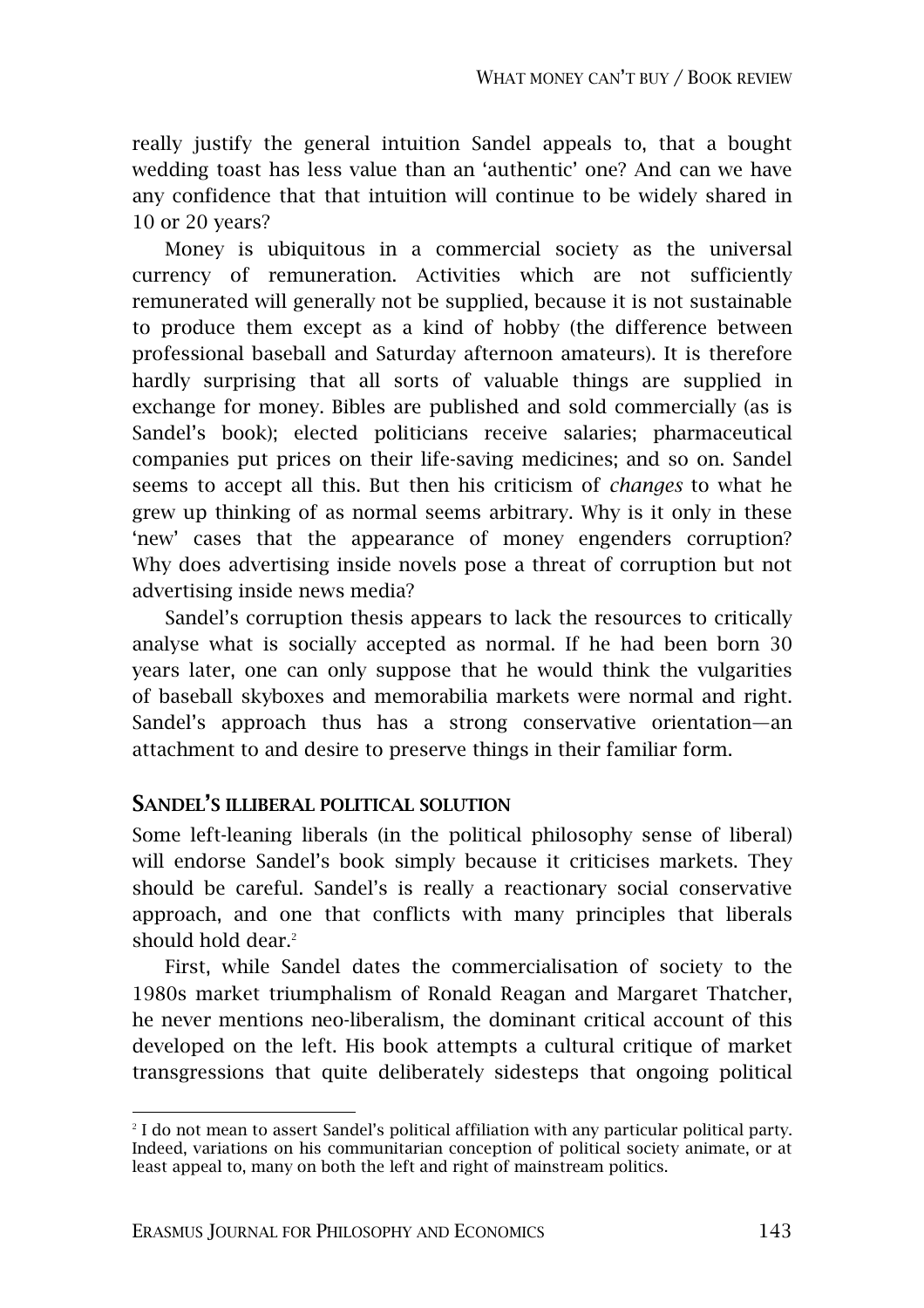really justify the general intuition Sandel appeals to, that a bought wedding toast has less value than an 'authentic' one? And can we have any confidence that that intuition will continue to be widely shared in 10 or 20 years?

Money is ubiquitous in a commercial society as the universal currency of remuneration. Activities which are not sufficiently remunerated will generally not be supplied, because it is not sustainable to produce them except as a kind of hobby (the difference between professional baseball and Saturday afternoon amateurs). It is therefore hardly surprising that all sorts of valuable things are supplied in exchange for money. Bibles are published and sold commercially (as is Sandel's book); elected politicians receive salaries; pharmaceutical companies put prices on their life-saving medicines; and so on. Sandel seems to accept all this. But then his criticism of *changes* to what he grew up thinking of as normal seems arbitrary. Why is it only in these 'new' cases that the appearance of money engenders corruption? Why does advertising inside novels pose a threat of corruption but not advertising inside news media?

Sandel's corruption thesis appears to lack the resources to critically analyse what is socially accepted as normal. If he had been born 30 years later, one can only suppose that he would think the vulgarities of baseball skyboxes and memorabilia markets were normal and right. Sandel's approach thus has a strong conservative orientation—an attachment to and desire to preserve things in their familiar form.

## Sandel's illiberal political solution

Some left-leaning liberals (in the political philosophy sense of liberal) will endorse Sandel's book simply because it criticises markets. They should be careful. Sandel's is really a reactionary social conservative approach, and one that conflicts with many principles that liberals should hold dear.[2]

First, while Sandel dates the commercialisation of society to the 1980s market triumphalism of Ronald Reagan and Margaret Thatcher, he never mentions neo-liberalism, the dominant critical account of this developed on the left. His book attempts a cultural critique of market transgressions that quite deliberately sidesteps that ongoing political

[2] I do not mean to assert Sandel's political affiliation with any particular political party. Indeed, variations on his communitarian conception of political society animate, or at least appeal to, many on both the left and right of mainstream politics.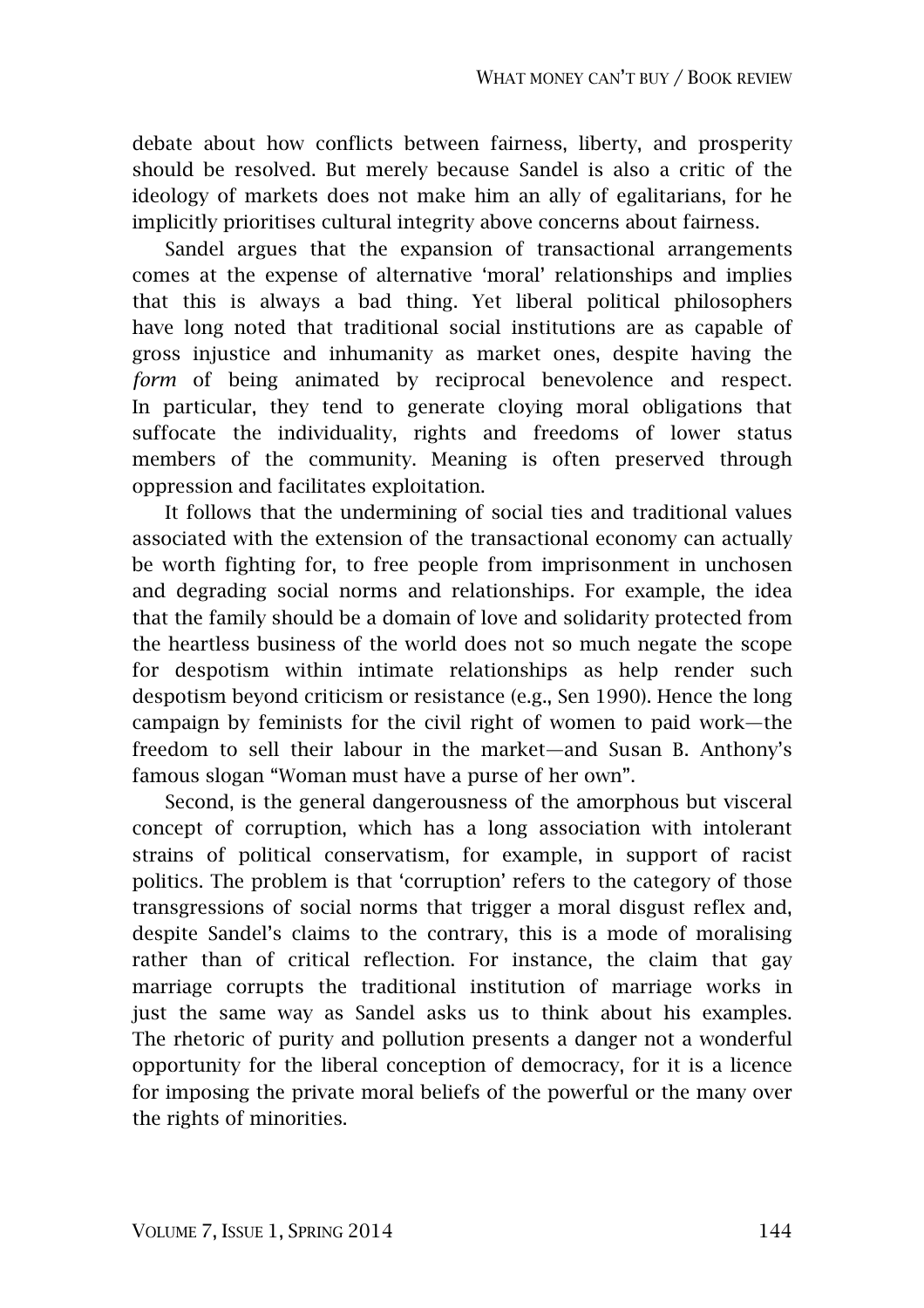debate about how conflicts between fairness, liberty, and prosperity should be resolved. But merely because Sandel is also a critic of the ideology of markets does not make him an ally of egalitarians, for he implicitly prioritises cultural integrity above concerns about fairness.

Sandel argues that the expansion of transactional arrangements comes at the expense of alternative 'moral' relationships and implies that this is always a bad thing. Yet liberal political philosophers have long noted that traditional social institutions are as capable of gross injustice and inhumanity as market ones, despite having the *form* of being animated by reciprocal benevolence and respect. In particular, they tend to generate cloying moral obligations that suffocate the individuality, rights and freedoms of lower status members of the community. Meaning is often preserved through oppression and facilitates exploitation.

It follows that the undermining of social ties and traditional values associated with the extension of the transactional economy can actually be worth fighting for, to free people from imprisonment in unchosen and degrading social norms and relationships. For example, the idea that the family should be a domain of love and solidarity protected from the heartless business of the world does not so much negate the scope for despotism within intimate relationships as help render such despotism beyond criticism or resistance (e.g., Sen 1990). Hence the long campaign by feminists for the civil right of women to paid work—the freedom to sell their labour in the market—and Susan B. Anthony's famous slogan "Woman must have a purse of her own".

Second, is the general dangerousness of the amorphous but visceral concept of corruption, which has a long association with intolerant strains of political conservatism, for example, in support of racist politics. The problem is that 'corruption' refers to the category of those transgressions of social norms that trigger a moral disgust reflex and, despite Sandel's claims to the contrary, this is a mode of moralising rather than of critical reflection. For instance, the claim that gay marriage corrupts the traditional institution of marriage works in just the same way as Sandel asks us to think about his examples. The rhetoric of purity and pollution presents a danger not a wonderful opportunity for the liberal conception of democracy, for it is a licence for imposing the private moral beliefs of the powerful or the many over the rights of minorities.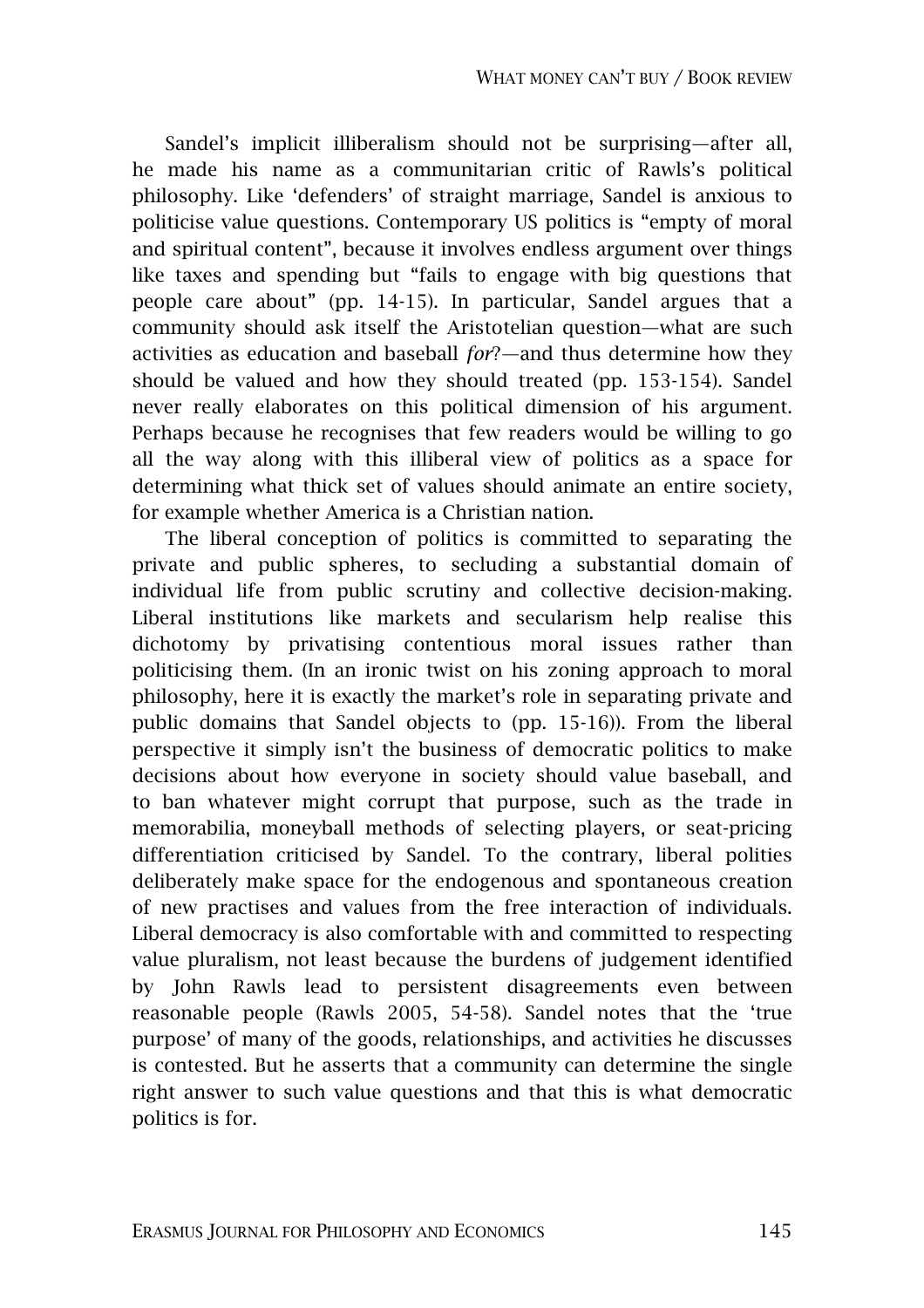Sandel's implicit illiberalism should not be surprising—after all, he made his name as a communitarian critic of Rawls's political philosophy. Like 'defenders' of straight marriage, Sandel is anxious to politicise value questions. Contemporary US politics is "empty of moral and spiritual content", because it involves endless argument over things like taxes and spending but "fails to engage with big questions that people care about" (pp. 14-15). In particular, Sandel argues that a community should ask itself the Aristotelian question—what are such activities as education and baseball *for*?—and thus determine how they should be valued and how they should treated (pp. 153-154). Sandel never really elaborates on this political dimension of his argument. Perhaps because he recognises that few readers would be willing to go all the way along with this illiberal view of politics as a space for determining what thick set of values should animate an entire society, for example whether America is a Christian nation.

The liberal conception of politics is committed to separating the private and public spheres, to secluding a substantial domain of individual life from public scrutiny and collective decision-making. Liberal institutions like markets and secularism help realise this dichotomy by privatising contentious moral issues rather than politicising them. (In an ironic twist on his zoning approach to moral philosophy, here it is exactly the market's role in separating private and public domains that Sandel objects to (pp. 15-16)). From the liberal perspective it simply isn't the business of democratic politics to make decisions about how everyone in society should value baseball, and to ban whatever might corrupt that purpose, such as the trade in memorabilia, moneyball methods of selecting players, or seat-pricing differentiation criticised by Sandel. To the contrary, liberal polities deliberately make space for the endogenous and spontaneous creation of new practises and values from the free interaction of individuals. Liberal democracy is also comfortable with and committed to respecting value pluralism, not least because the burdens of judgement identified by John Rawls lead to persistent disagreements even between reasonable people (Rawls 2005, 54-58). Sandel notes that the 'true purpose' of many of the goods, relationships, and activities he discusses is contested. But he asserts that a community can determine the single right answer to such value questions and that this is what democratic politics is for.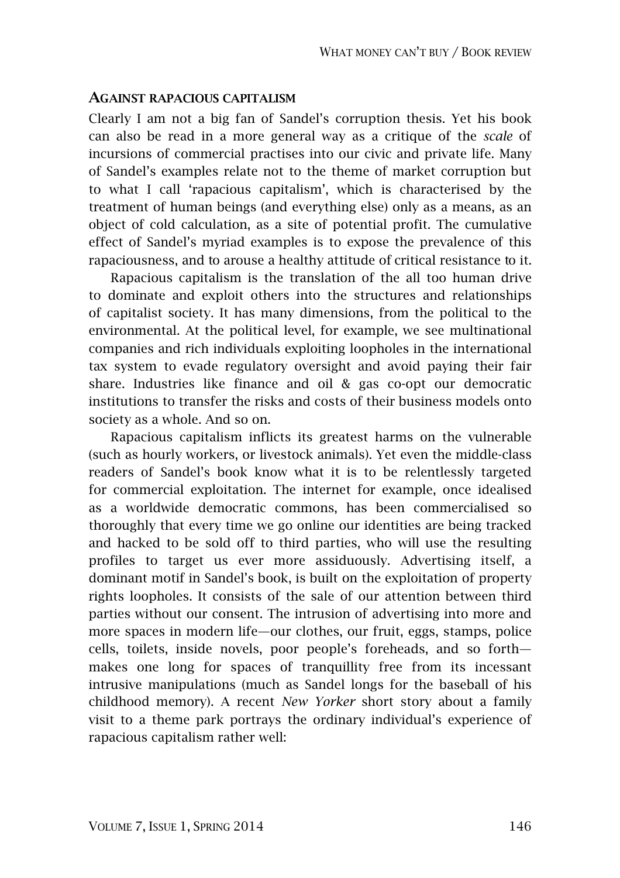## Against rapacious capitalism

Clearly I am not a big fan of Sandel's corruption thesis. Yet his book can also be read in a more general way as a critique of the *scale* of incursions of commercial practises into our civic and private life. Many of Sandel's examples relate not to the theme of market corruption but to what I call 'rapacious capitalism', which is characterised by the treatment of human beings (and everything else) only as a means, as an object of cold calculation, as a site of potential profit. The cumulative effect of Sandel's myriad examples is to expose the prevalence of this rapaciousness, and to arouse a healthy attitude of critical resistance to it.

Rapacious capitalism is the translation of the all too human drive to dominate and exploit others into the structures and relationships of capitalist society. It has many dimensions, from the political to the environmental. At the political level, for example, we see multinational companies and rich individuals exploiting loopholes in the international tax system to evade regulatory oversight and avoid paying their fair share. Industries like finance and oil & gas co-opt our democratic institutions to transfer the risks and costs of their business models onto society as a whole. And so on.

Rapacious capitalism inflicts its greatest harms on the vulnerable (such as hourly workers, or livestock animals). Yet even the middle-class readers of Sandel's book know what it is to be relentlessly targeted for commercial exploitation. The internet for example, once idealised as a worldwide democratic commons, has been commercialised so thoroughly that every time we go online our identities are being tracked and hacked to be sold off to third parties, who will use the resulting profiles to target us ever more assiduously. Advertising itself, a dominant motif in Sandel's book, is built on the exploitation of property rights loopholes. It consists of the sale of our attention between third parties without our consent. The intrusion of advertising into more and more spaces in modern life—our clothes, our fruit, eggs, stamps, police cells, toilets, inside novels, poor people's foreheads, and so forth—makes one long for spaces of tranquillity free from its incessant intrusive manipulations (much as Sandel longs for the baseball of his childhood memory). A recent *New Yorker* short story about a family visit to a theme park portrays the ordinary individual's experience of rapacious capitalism rather well: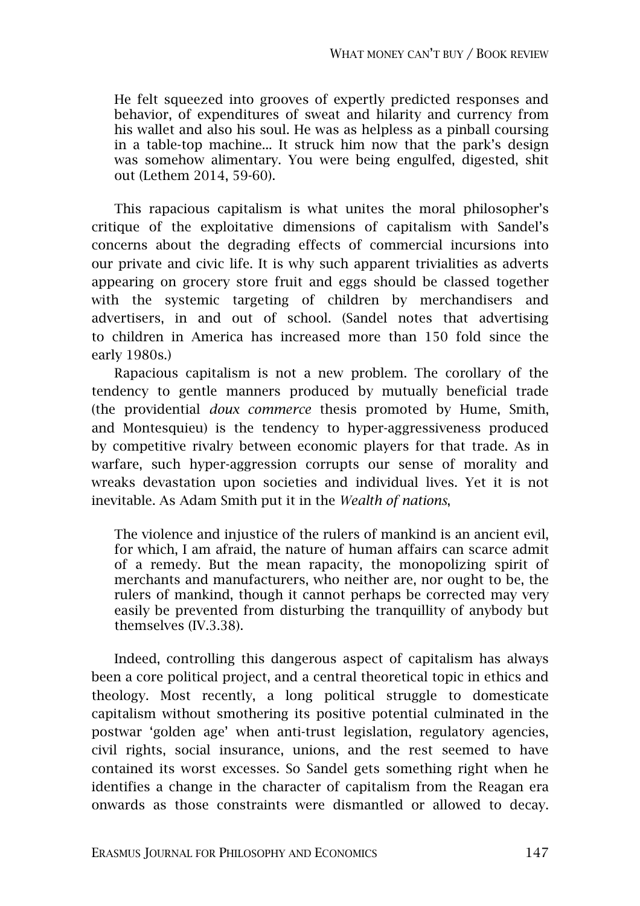> He felt squeezed into grooves of expertly predicted responses and behavior, of expenditures of sweat and hilarity and currency from his wallet and also his soul. He was as helpless as a pinball coursing in a table-top machine... It struck him now that the park's design was somehow alimentary. You were being engulfed, digested, shit out (Lethem 2014, 59-60).

This rapacious capitalism is what unites the moral philosopher's critique of the exploitative dimensions of capitalism with Sandel's concerns about the degrading effects of commercial incursions into our private and civic life. It is why such apparent trivialities as adverts appearing on grocery store fruit and eggs should be classed together with the systemic targeting of children by merchandisers and advertisers, in and out of school. (Sandel notes that advertising to children in America has increased more than 150 fold since the early 1980s.)

Rapacious capitalism is not a new problem. The corollary of the tendency to gentle manners produced by mutually beneficial trade (the providential *doux commerce* thesis promoted by Hume, Smith, and Montesquieu) is the tendency to hyper-aggressiveness produced by competitive rivalry between economic players for that trade. As in warfare, such hyper-aggression corrupts our sense of morality and wreaks devastation upon societies and individual lives. Yet it is not inevitable. As Adam Smith put it in the *Wealth of nations*,

> The violence and injustice of the rulers of mankind is an ancient evil, for which, I am afraid, the nature of human affairs can scarce admit of a remedy. But the mean rapacity, the monopolizing spirit of merchants and manufacturers, who neither are, nor ought to be, the rulers of mankind, though it cannot perhaps be corrected may very easily be prevented from disturbing the tranquillity of anybody but themselves (IV.3.38).

Indeed, controlling this dangerous aspect of capitalism has always been a core political project, and a central theoretical topic in ethics and theology. Most recently, a long political struggle to domesticate capitalism without smothering its positive potential culminated in the postwar 'golden age' when anti-trust legislation, regulatory agencies, civil rights, social insurance, unions, and the rest seemed to have contained its worst excesses. So Sandel gets something right when he identifies a change in the character of capitalism from the Reagan era onwards as those constraints were dismantled or allowed to decay.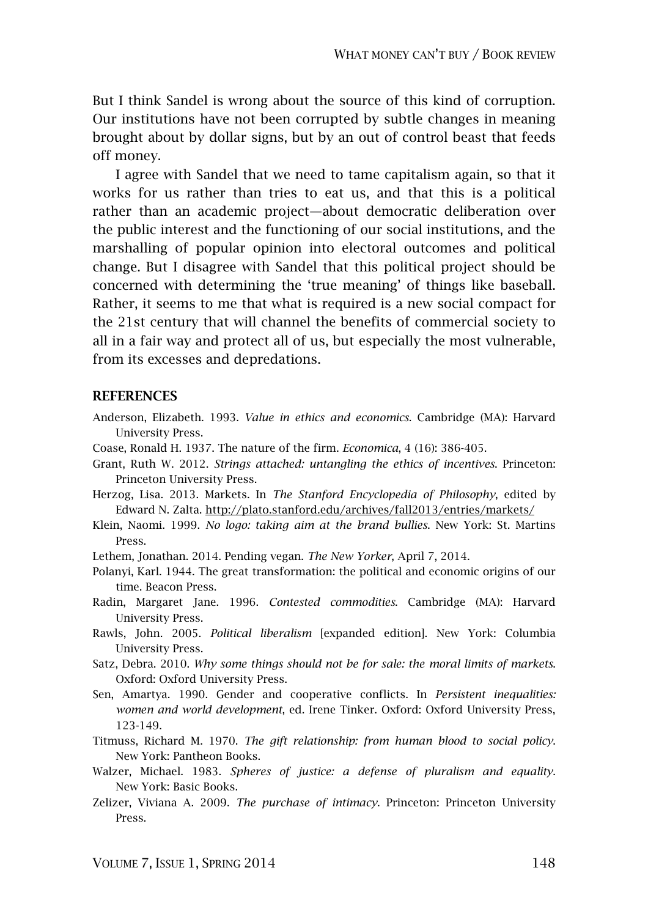But I think Sandel is wrong about the source of this kind of corruption. Our institutions have not been corrupted by subtle changes in meaning brought about by dollar signs, but by an out of control beast that feeds off money.

I agree with Sandel that we need to tame capitalism again, so that it works for us rather than tries to eat us, and that this is a political rather than an academic project—about democratic deliberation over the public interest and the functioning of our social institutions, and the marshalling of popular opinion into electoral outcomes and political change. But I disagree with Sandel that this political project should be concerned with determining the 'true meaning' of things like baseball. Rather, it seems to me that what is required is a new social compact for the 21st century that will channel the benefits of commercial society to all in a fair way and protect all of us, but especially the most vulnerable, from its excesses and depredations.

## REFERENCES

Anderson, Elizabeth. 1993. *Value in ethics and economics*. Cambridge (MA): Harvard University Press.

Coase, Ronald H. 1937. The nature of the firm. *Economica*, 4 (16): 386-405.

Grant, Ruth W. 2012. *Strings attached: untangling the ethics of incentives*. Princeton: Princeton University Press.

Herzog, Lisa. 2013. Markets. In *The Stanford Encyclopedia of Philosophy*, edited by Edward N. Zalta. http://plato.stanford.edu/archives/fall2013/entries/markets/

Klein, Naomi. 1999. *No logo: taking aim at the brand bullies*. New York: St. Martins Press.

Lethem, Jonathan. 2014. Pending vegan. *The New Yorker*, April 7, 2014.

Polanyi, Karl. 1944. The great transformation: the political and economic origins of our time. Beacon Press.

Radin, Margaret Jane. 1996. *Contested commodities*. Cambridge (MA): Harvard University Press.

Rawls, John. 2005. *Political liberalism* [expanded edition]. New York: Columbia University Press.

Satz, Debra. 2010. *Why some things should not be for sale: the moral limits of markets*. Oxford: Oxford University Press.

Sen, Amartya. 1990. Gender and cooperative conflicts. In *Persistent inequalities: women and world development*, ed. Irene Tinker. Oxford: Oxford University Press, 123-149.

Titmuss, Richard M. 1970. *The gift relationship: from human blood to social policy*. New York: Pantheon Books.

Walzer, Michael. 1983. *Spheres of justice: a defense of pluralism and equality*. New York: Basic Books.

Zelizer, Viviana A. 2009. *The purchase of intimacy*. Princeton: Princeton University Press.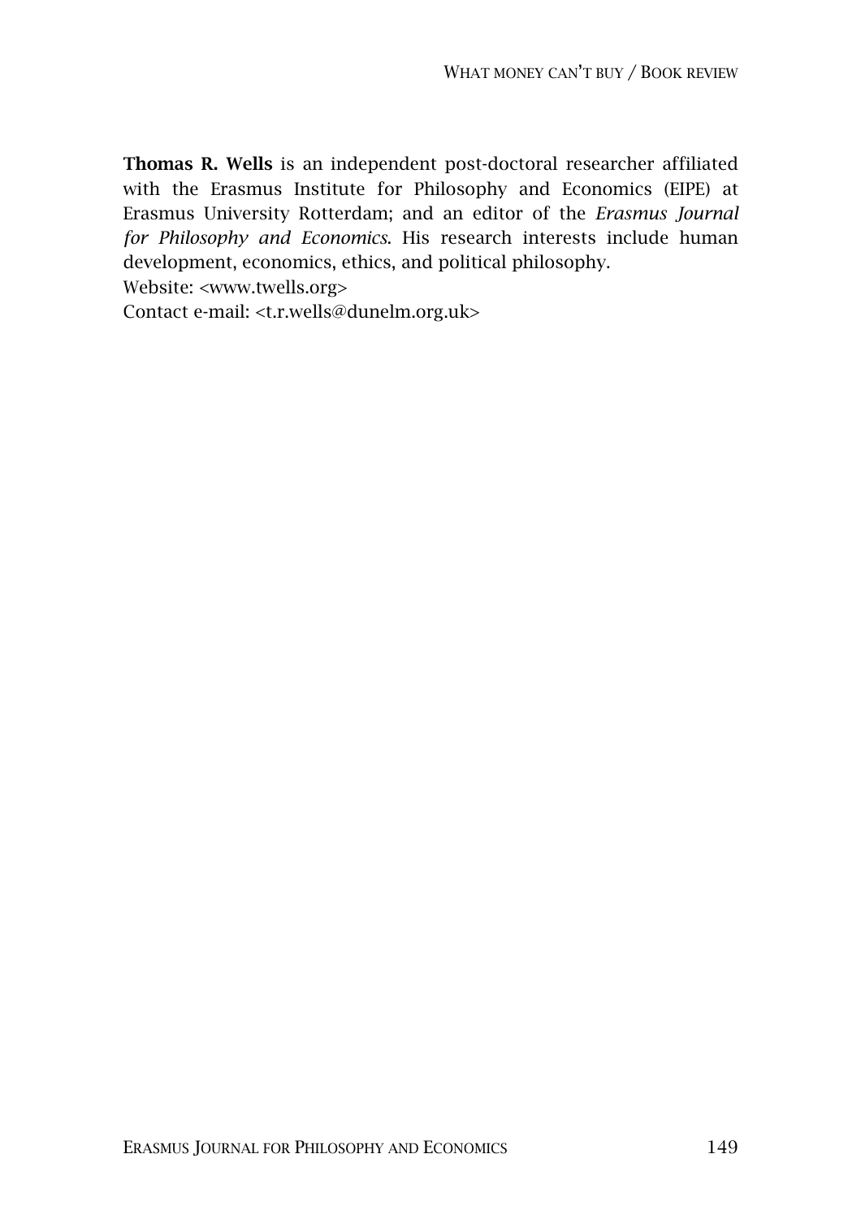**Thomas R. Wells** is an independent post-doctoral researcher affiliated with the Erasmus Institute for Philosophy and Economics (EIPE) at Erasmus University Rotterdam; and an editor of the *Erasmus Journal for Philosophy and Economics*. His research interests include human development, economics, ethics, and political philosophy.
Website: <www.twells.org>
Contact e-mail: <t.r.wells@dunelm.org.uk>